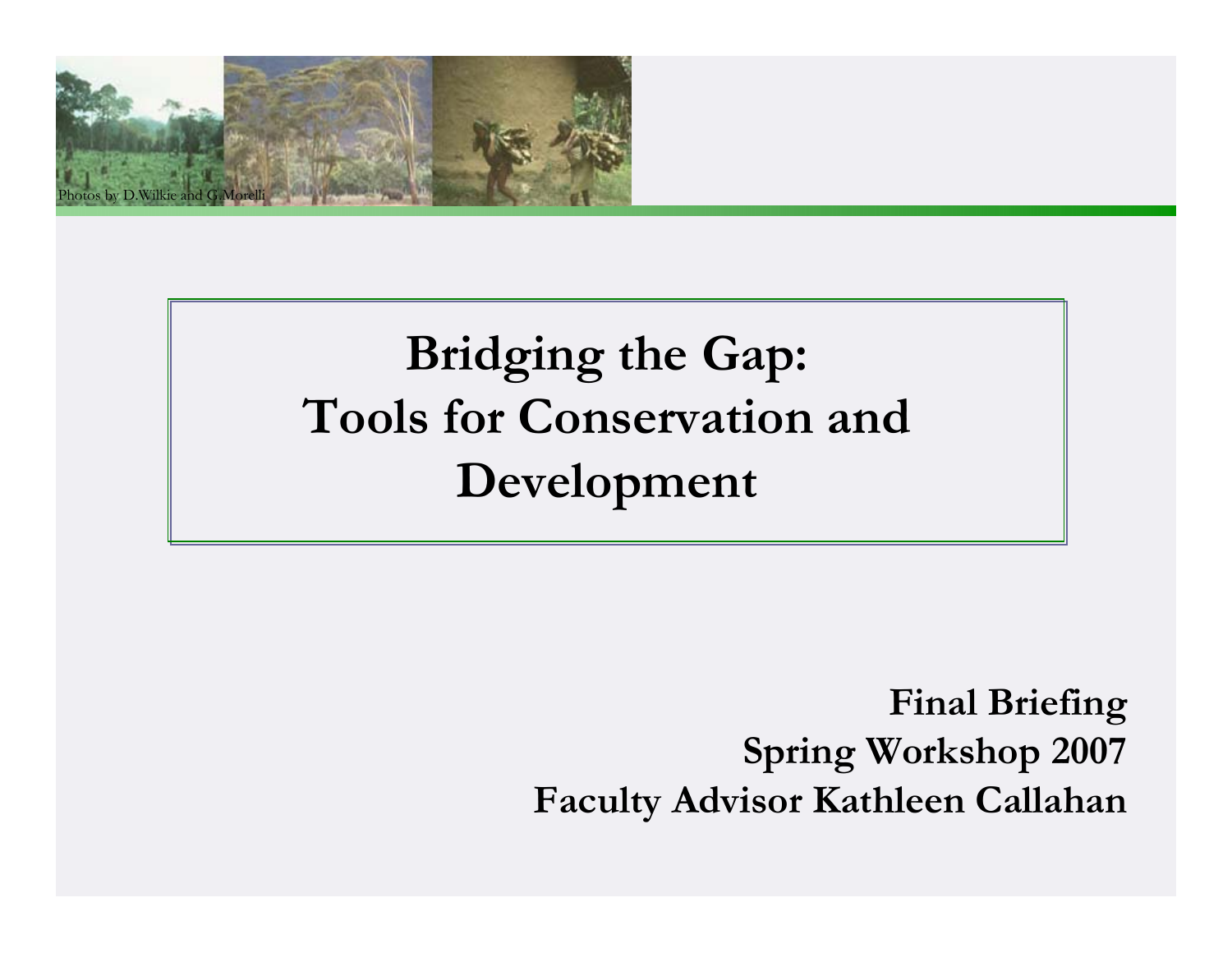Photos by D.Wilkie and G.Morelli

# Bridging the Gap: Tools for Conservation and Development

**Final Briefing**
**Spring Workshop 2007**
**Faculty Advisor Kathleen Callahan**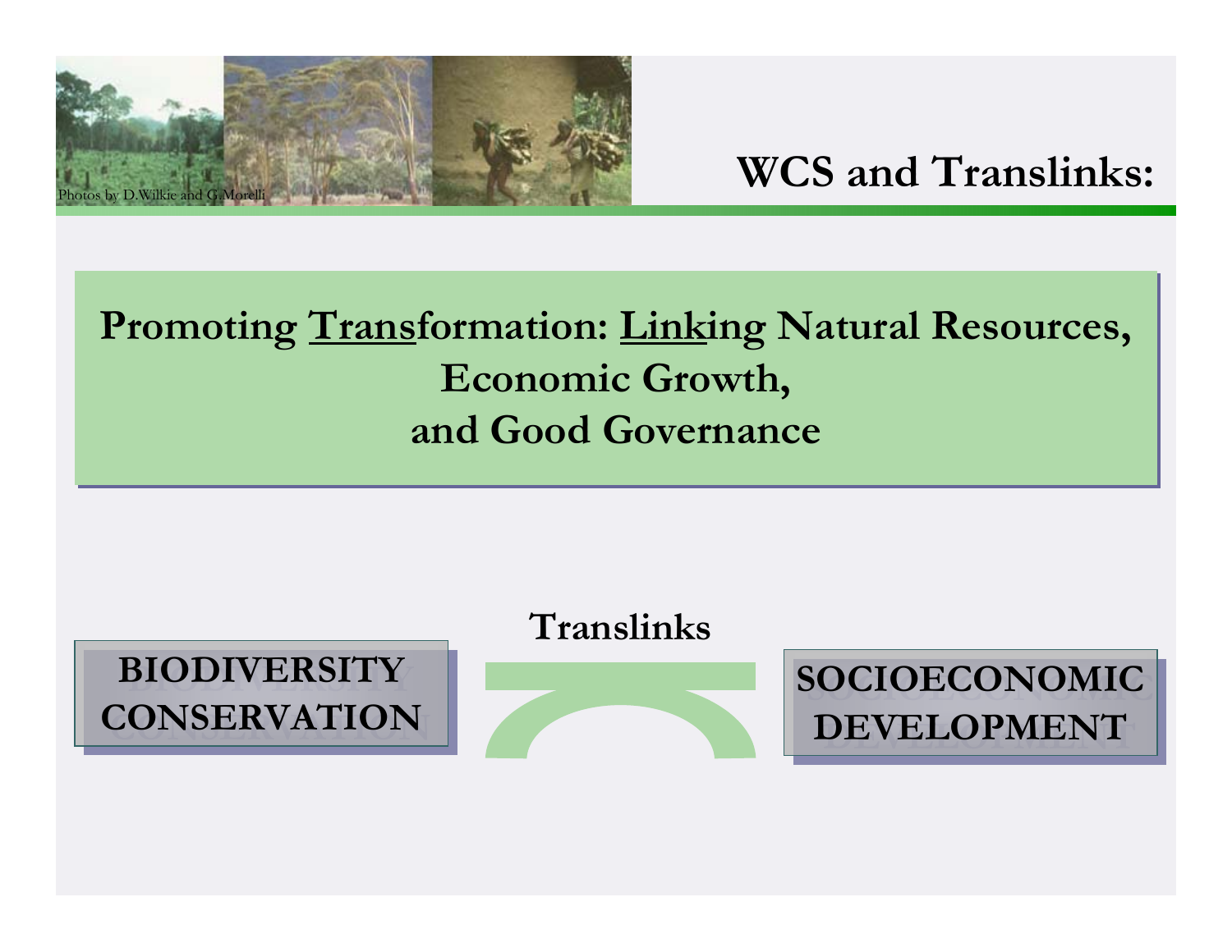Photos by D.Wilkie and G.Morelli

# WCS and Translinks:

**Promoting <u>Trans</u>formation: <u>Link</u>ing Natural Resources, Economic Growth, and Good Governance**

**Translinks**

**BIODIVERSITY CONSERVATION**

**SOCIOECONOMIC DEVELOPMENT**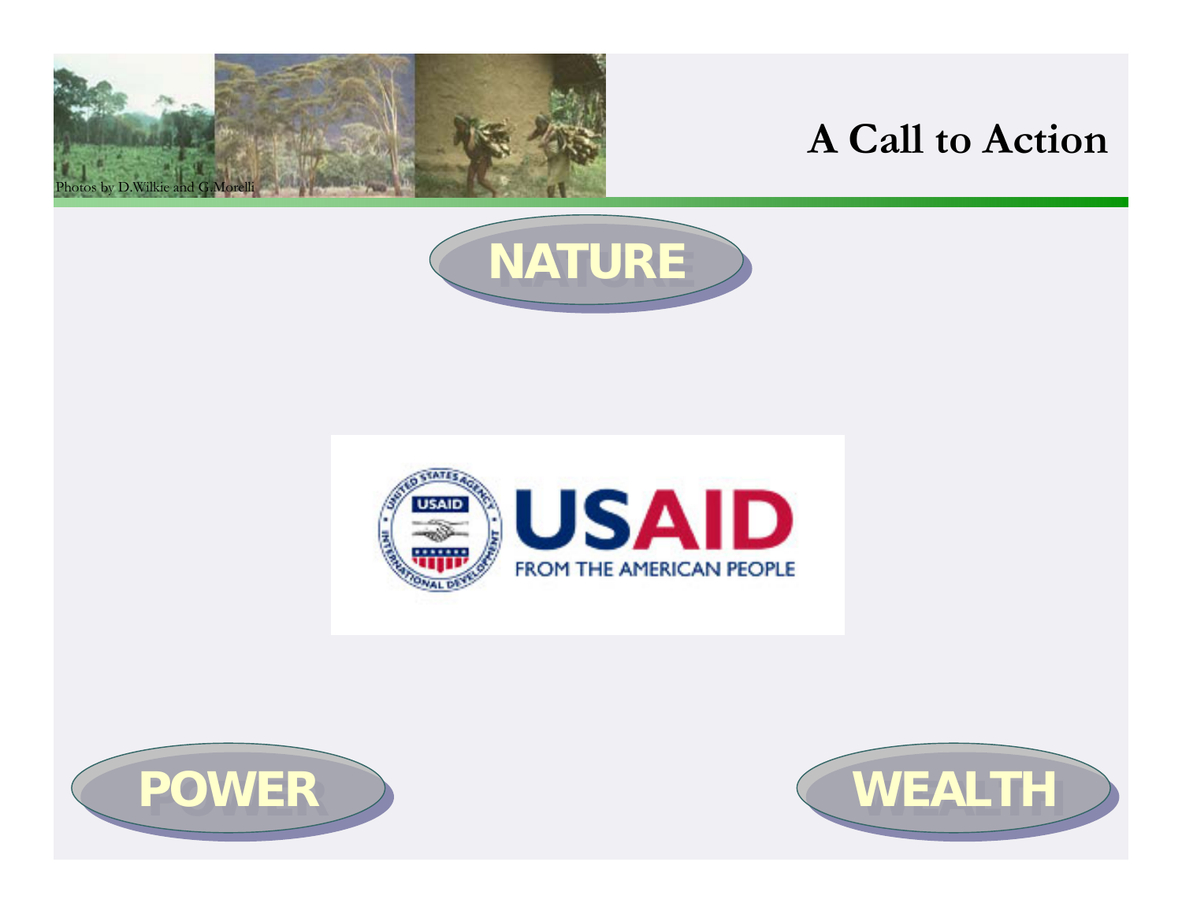# A Call to Action

Photos by D.Wilkie and G.Morelli

**NATURE**

USAID
FROM THE AMERICAN PEOPLE

**POWER**

**WEALTH**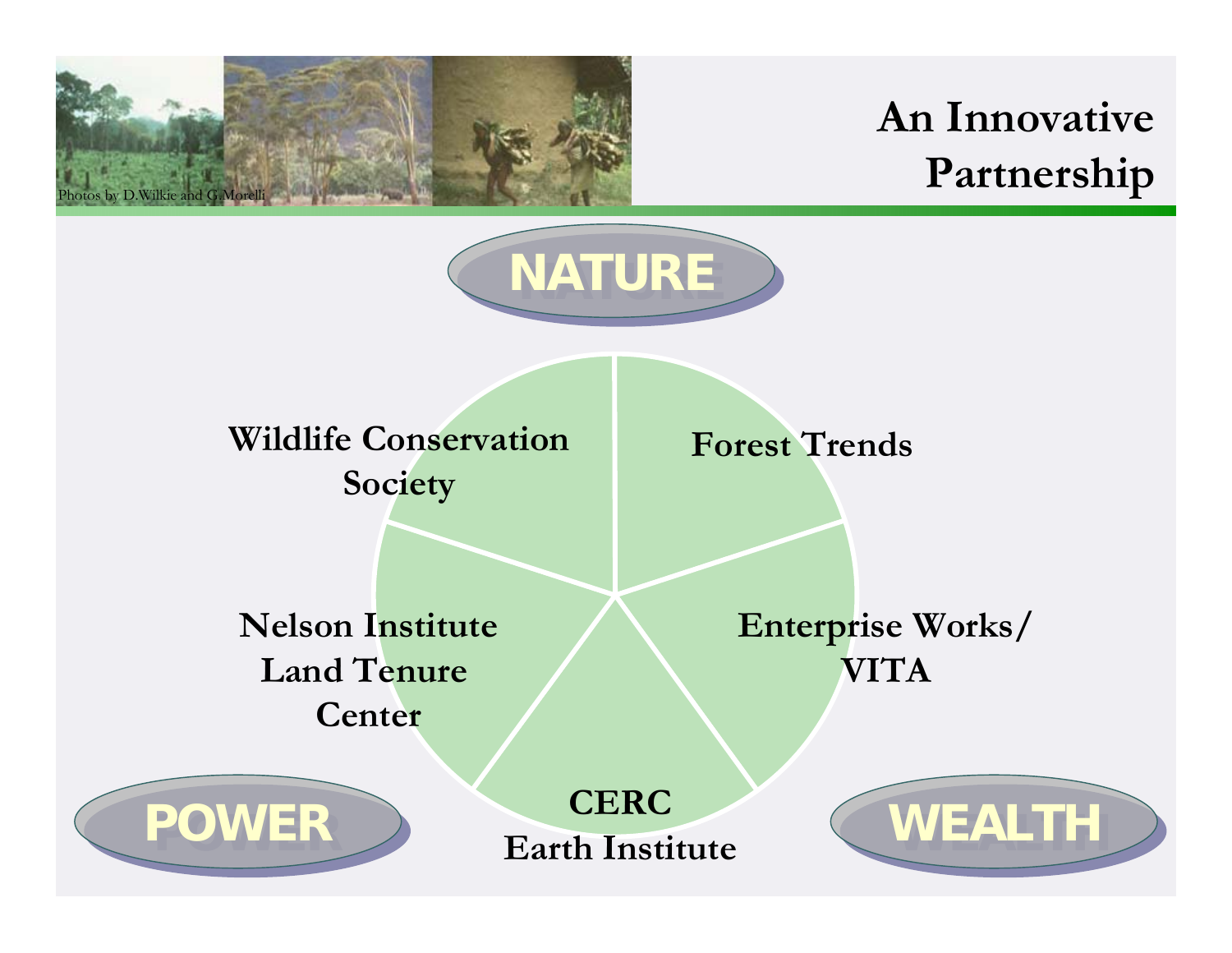# An Innovative Partnership

Photos by D.Wilkie and G.Morelli

NATURE

Wildlife Conservation Society

Forest Trends

Nelson Institute Land Tenure Center

Enterprise Works/ VITA

CERC Earth Institute

POWER

WEALTH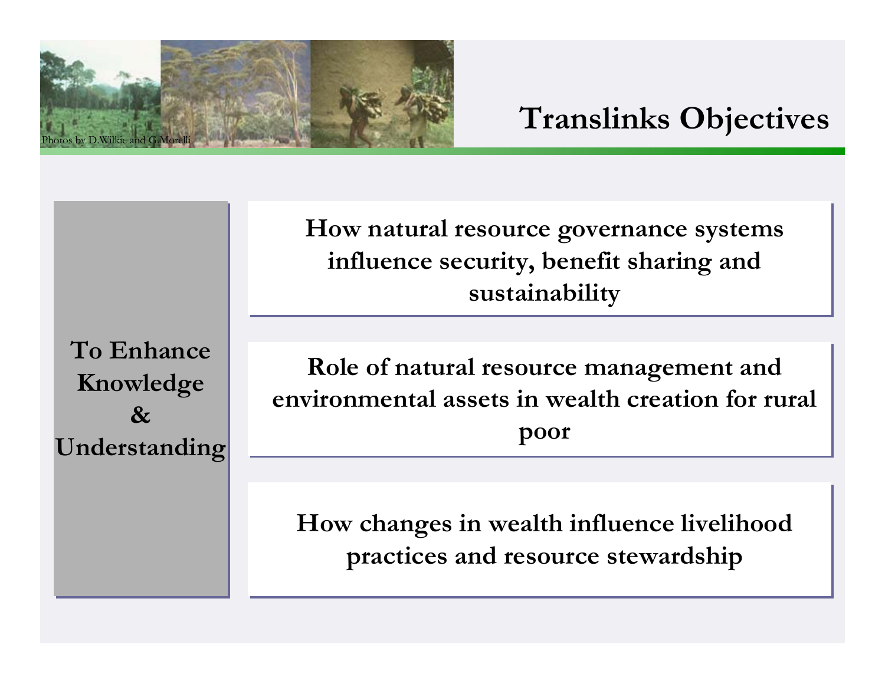# Translinks Objectives

Photos by D.Wilkie and G.Morelli

**To Enhance Knowledge & Understanding**

- **How natural resource governance systems influence security, benefit sharing and sustainability**
- **Role of natural resource management and environmental assets in wealth creation for rural poor**
- **How changes in wealth influence livelihood practices and resource stewardship**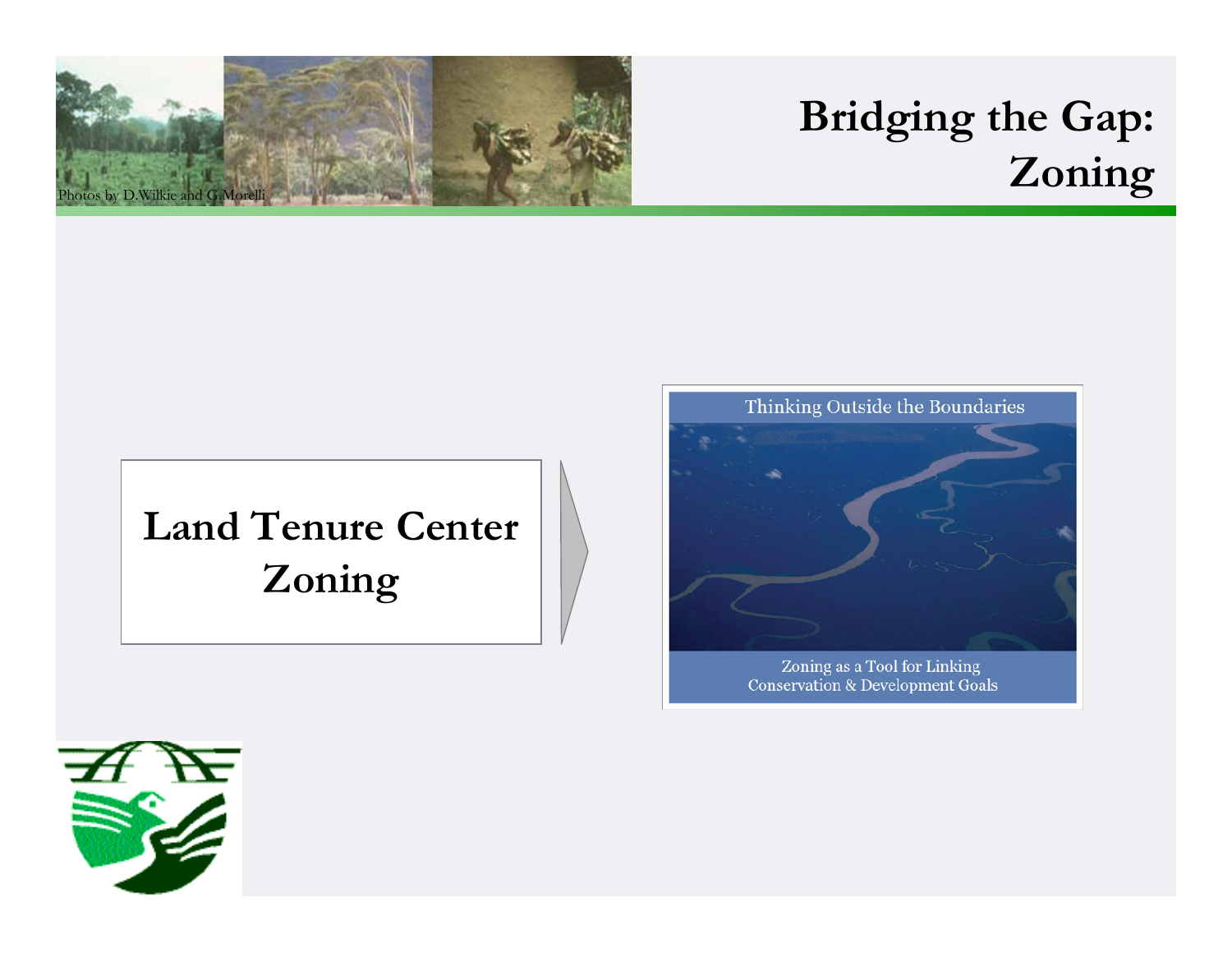# Bridging the Gap: Zoning

Photos by D.Wilkie and G.Morelli

**Land Tenure Center Zoning**

Thinking Outside the Boundaries

Zoning as a Tool for Linking Conservation & Development Goals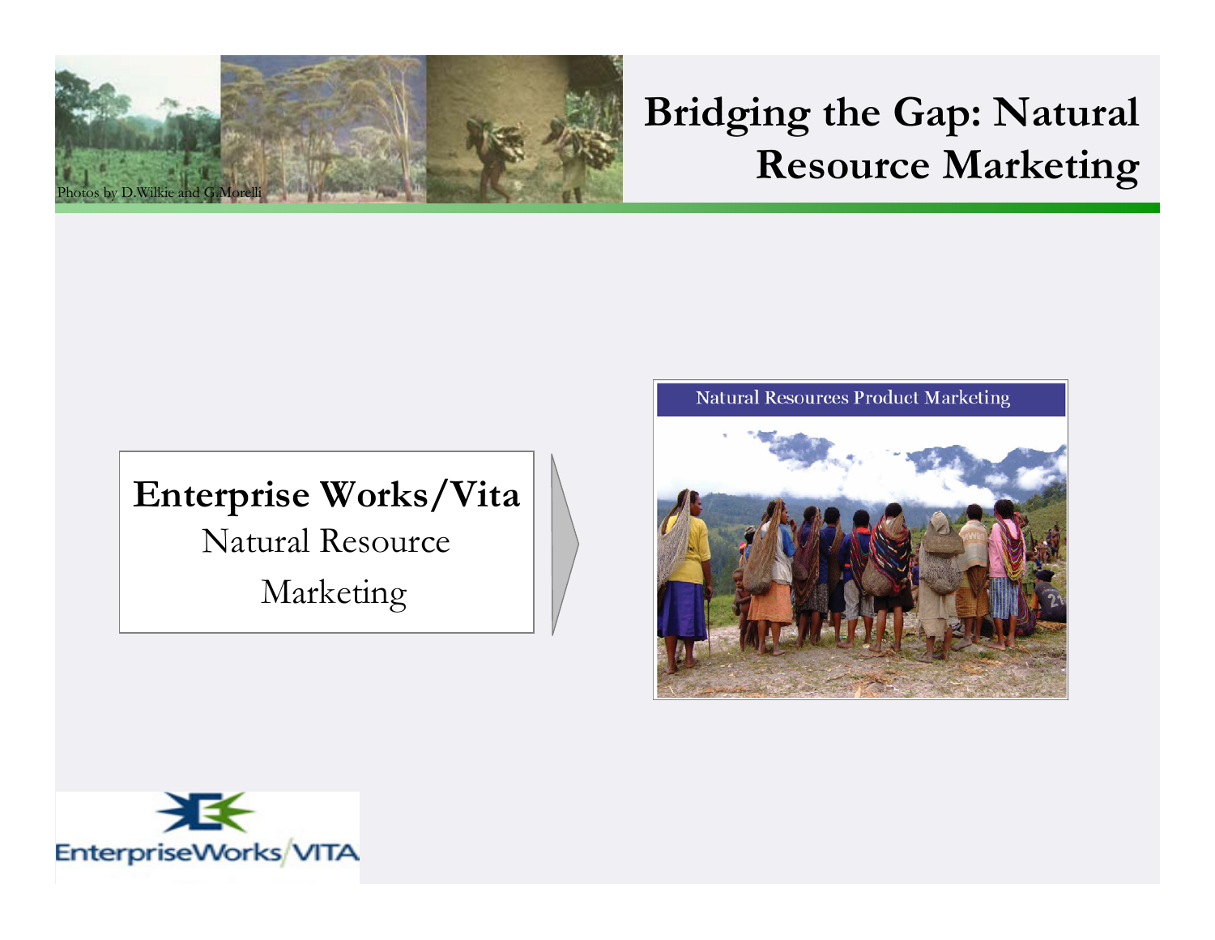# Bridging the Gap: Natural Resource Marketing

Photos by D.Wilkie and G.Morelli

**Enterprise Works/Vita**

Natural Resource Marketing

Natural Resources Product Marketing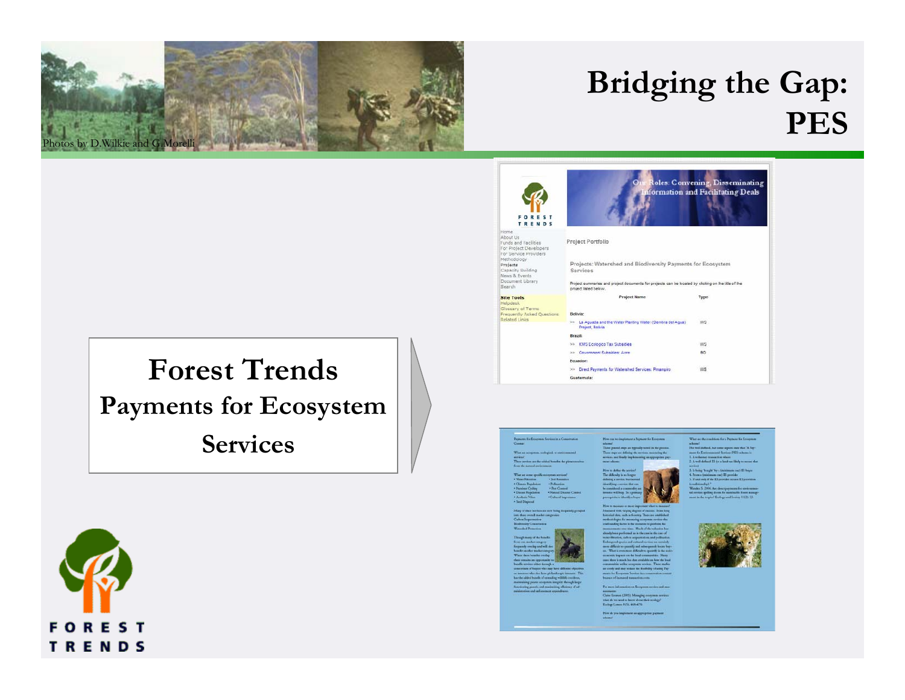# Bridging the Gap: PES

Photos by D.Wilkie and G.Morelli

## Forest Trends

### Payments for Ecosystem Services

FOREST TRENDS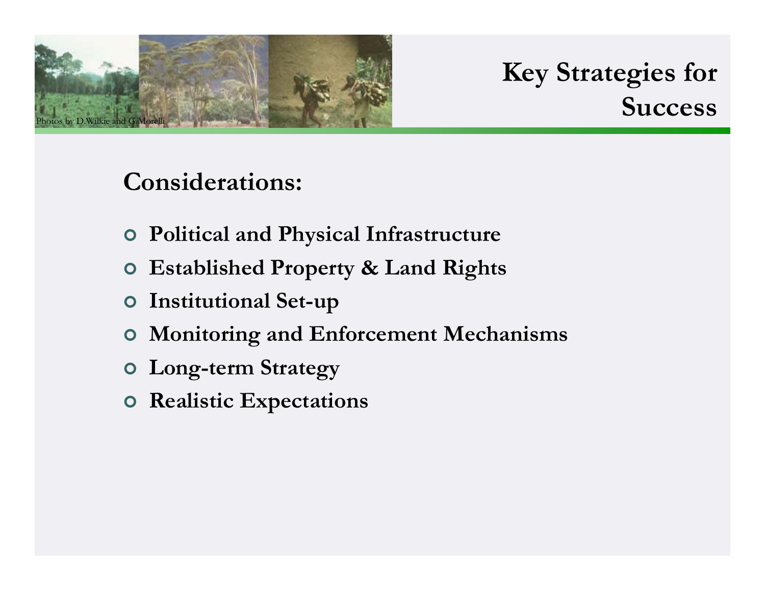# Key Strategies for Success

Photos by D.Wilkie and G.Morelli

## Considerations:

- Political and Physical Infrastructure
- Established Property & Land Rights
- Institutional Set-up
- Monitoring and Enforcement Mechanisms
- Long-term Strategy
- Realistic Expectations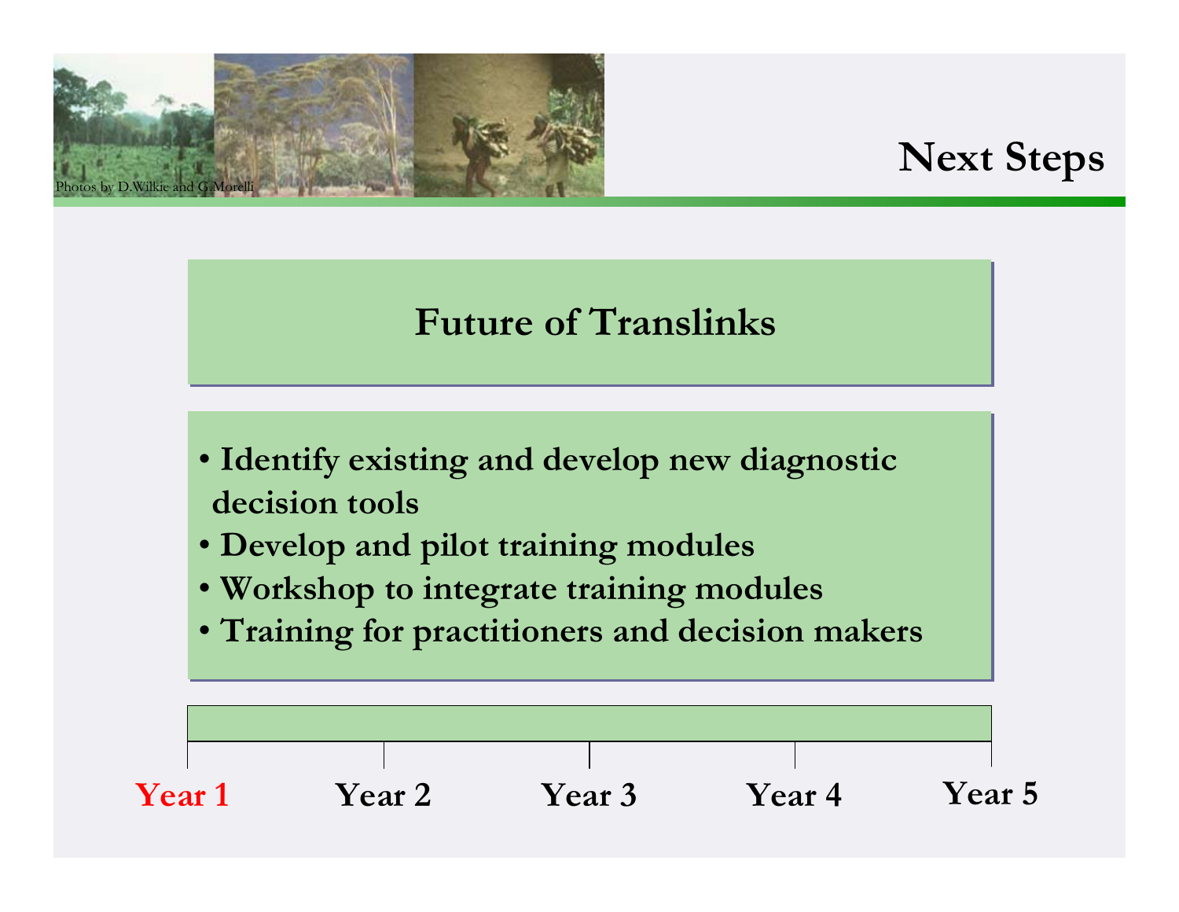Photos by D.Wilkie and G.Morelli

# Next Steps

## Future of Translinks

- Identify existing and develop new diagnostic decision tools
- Develop and pilot training modules
- Workshop to integrate training modules
- Training for practitioners and decision makers

Year 1 | Year 2 | Year 3 | Year 4 | Year 5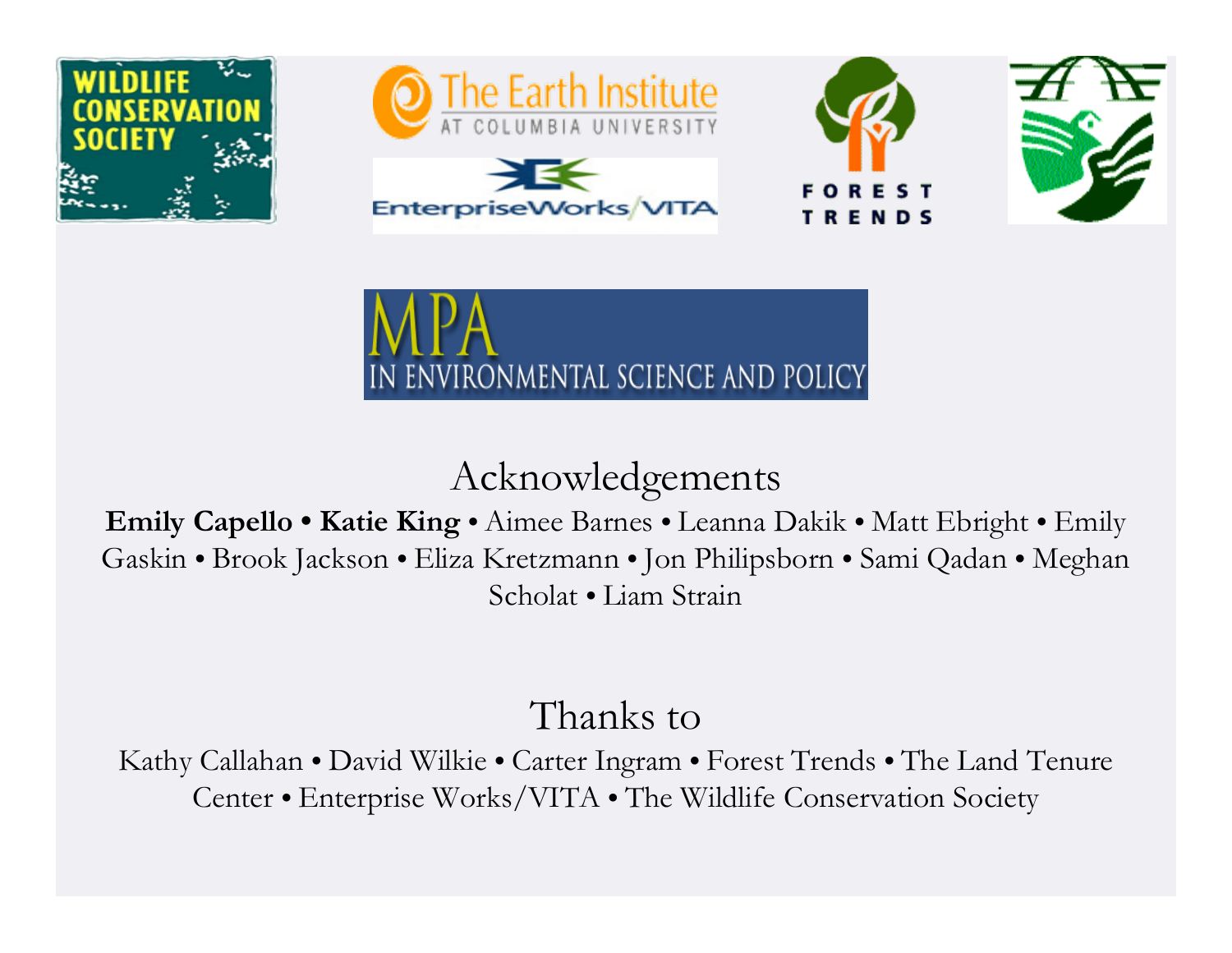MPA IN ENVIRONMENTAL SCIENCE AND POLICY

## Acknowledgements

**Emily Capello • Katie King** • Aimee Barnes • Leanna Dakik • Matt Ebright • Emily Gaskin • Brook Jackson • Eliza Kretzmann • Jon Philipsborn • Sami Qadan • Meghan Scholat • Liam Strain

## Thanks to

Kathy Callahan • David Wilkie • Carter Ingram • Forest Trends • The Land Tenure Center • Enterprise Works/VITA • The Wildlife Conservation Society